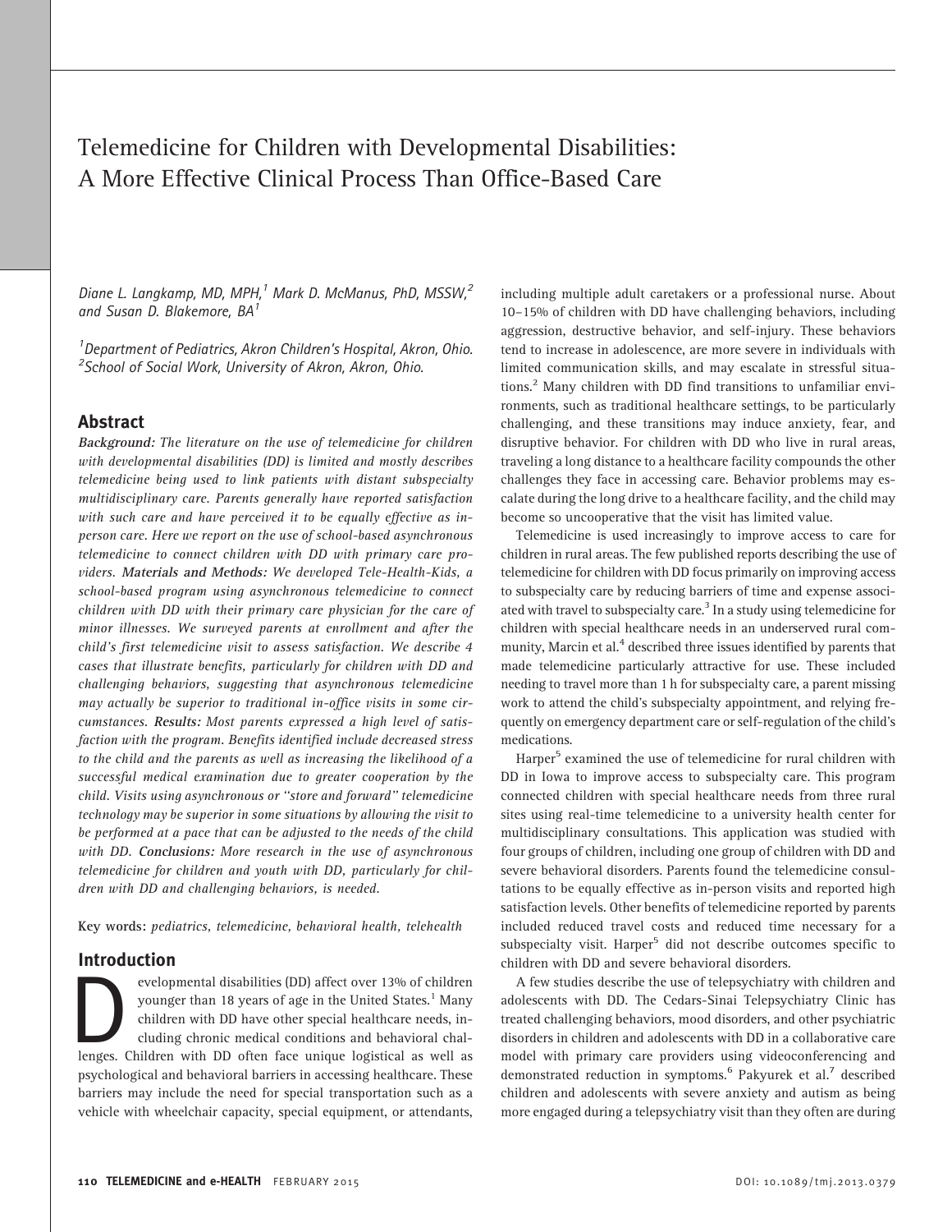# Telemedicine for Children with Developmental Disabilities: A More Effective Clinical Process Than Office-Based Care

*Diane L. Langkamp, MD, MPH,[1] Mark D. McManus, PhD, MSSW,[2] and Susan D. Blakemore, BA[1]*

*[1]Department of Pediatrics, Akron Children's Hospital, Akron, Ohio.*
*[2]School of Social Work, University of Akron, Akron, Ohio.*

## Abstract

***Background:*** *The literature on the use of telemedicine for children with developmental disabilities (DD) is limited and mostly describes telemedicine being used to link patients with distant subspecialty multidisciplinary care. Parents generally have reported satisfaction with such care and have perceived it to be equally effective as in-person care. Here we report on the use of school-based asynchronous telemedicine to connect children with DD with primary care providers.* ***Materials and Methods:*** *We developed Tele-Health-Kids, a school-based program using asynchronous telemedicine to connect children with DD with their primary care physician for the care of minor illnesses. We surveyed parents at enrollment and after the child's first telemedicine visit to assess satisfaction. We describe 4 cases that illustrate benefits, particularly for children with DD and challenging behaviors, suggesting that asynchronous telemedicine may actually be superior to traditional in-office visits in some circumstances.* ***Results:*** *Most parents expressed a high level of satisfaction with the program. Benefits identified include decreased stress to the child and the parents as well as increasing the likelihood of a successful medical examination due to greater cooperation by the child. Visits using asynchronous or "store and forward" telemedicine technology may be superior in some situations by allowing the visit to be performed at a pace that can be adjusted to the needs of the child with DD.* ***Conclusions:*** *More research in the use of asynchronous telemedicine for children and youth with DD, particularly for children with DD and challenging behaviors, is needed.*

**Key words:** *pediatrics, telemedicine, behavioral health, telehealth*

## Introduction

Developmental disabilities (DD) affect over 13% of children younger than 18 years of age in the United States.[1] Many children with DD have other special healthcare needs, including chronic medical conditions and behavioral challenges. Children with DD often face unique logistical as well as psychological and behavioral barriers in accessing healthcare. These barriers may include the need for special transportation such as a vehicle with wheelchair capacity, special equipment, or attendants, including multiple adult caretakers or a professional nurse. About 10–15% of children with DD have challenging behaviors, including aggression, destructive behavior, and self-injury. These behaviors tend to increase in adolescence, are more severe in individuals with limited communication skills, and may escalate in stressful situations.[2] Many children with DD find transitions to unfamiliar environments, such as traditional healthcare settings, to be particularly challenging, and these transitions may induce anxiety, fear, and disruptive behavior. For children with DD who live in rural areas, traveling a long distance to a healthcare facility compounds the other challenges they face in accessing care. Behavior problems may escalate during the long drive to a healthcare facility, and the child may become so uncooperative that the visit has limited value.

Telemedicine is used increasingly to improve access to care for children in rural areas. The few published reports describing the use of telemedicine for children with DD focus primarily on improving access to subspecialty care by reducing barriers of time and expense associated with travel to subspecialty care.[3] In a study using telemedicine for children with special healthcare needs in an underserved rural community, Marcin et al.[4] described three issues identified by parents that made telemedicine particularly attractive for use. These included needing to travel more than 1 h for subspecialty care, a parent missing work to attend the child's subspecialty appointment, and relying frequently on emergency department care or self-regulation of the child's medications.

Harper[5] examined the use of telemedicine for rural children with DD in Iowa to improve access to subspecialty care. This program connected children with special healthcare needs from three rural sites using real-time telemedicine to a university health center for multidisciplinary consultations. This application was studied with four groups of children, including one group of children with DD and severe behavioral disorders. Parents found the telemedicine consultations to be equally effective as in-person visits and reported high satisfaction levels. Other benefits of telemedicine reported by parents included reduced travel costs and reduced time necessary for a subspecialty visit. Harper[5] did not describe outcomes specific to children with DD and severe behavioral disorders.

A few studies describe the use of telepsychiatry with children and adolescents with DD. The Cedars-Sinai Telepsychiatry Clinic has treated challenging behaviors, mood disorders, and other psychiatric disorders in children and adolescents with DD in a collaborative care model with primary care providers using videoconferencing and demonstrated reduction in symptoms.[6] Pakyurek et al.[7] described children and adolescents with severe anxiety and autism as being more engaged during a telepsychiatry visit than they often are during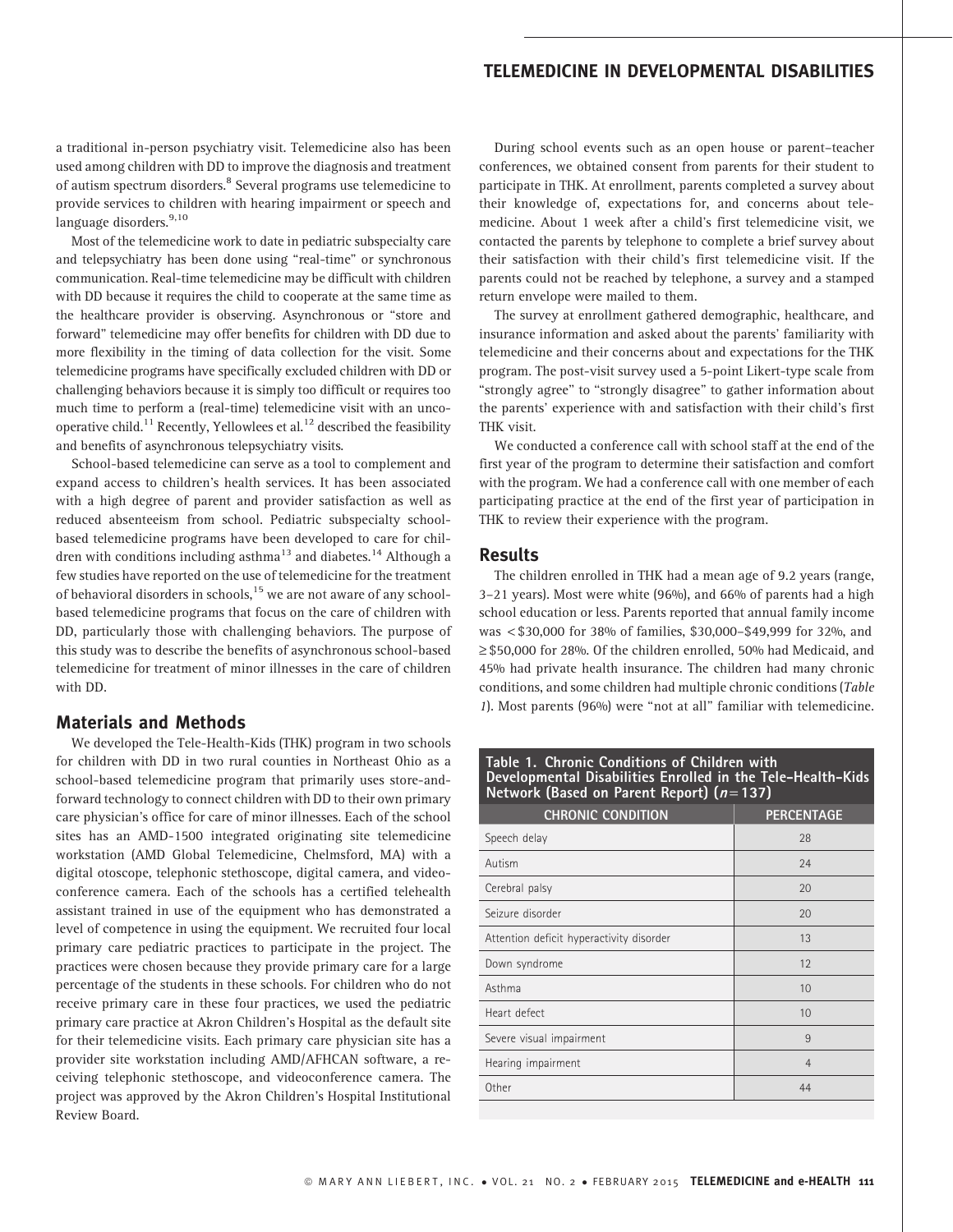a traditional in-person psychiatry visit. Telemedicine also has been used among children with DD to improve the diagnosis and treatment of autism spectrum disorders.[8] Several programs use telemedicine to provide services to children with hearing impairment or speech and language disorders.[9,10]

Most of the telemedicine work to date in pediatric subspecialty care and telepsychiatry has been done using "real-time" or synchronous communication. Real-time telemedicine may be difficult with children with DD because it requires the child to cooperate at the same time as the healthcare provider is observing. Asynchronous or "store and forward" telemedicine may offer benefits for children with DD due to more flexibility in the timing of data collection for the visit. Some telemedicine programs have specifically excluded children with DD or challenging behaviors because it is simply too difficult or requires too much time to perform a (real-time) telemedicine visit with an uncooperative child.[11] Recently, Yellowlees et al.[12] described the feasibility and benefits of asynchronous telepsychiatry visits.

School-based telemedicine can serve as a tool to complement and expand access to children's health services. It has been associated with a high degree of parent and provider satisfaction as well as reduced absenteeism from school. Pediatric subspecialty school-based telemedicine programs have been developed to care for children with conditions including asthma[13] and diabetes.[14] Although a few studies have reported on the use of telemedicine for the treatment of behavioral disorders in schools,[15] we are not aware of any school-based telemedicine programs that focus on the care of children with DD, particularly those with challenging behaviors. The purpose of this study was to describe the benefits of asynchronous school-based telemedicine for treatment of minor illnesses in the care of children with DD.

## Materials and Methods

We developed the Tele-Health-Kids (THK) program in two schools for children with DD in two rural counties in Northeast Ohio as a school-based telemedicine program that primarily uses store-and-forward technology to connect children with DD to their own primary care physician's office for care of minor illnesses. Each of the school sites has an AMD-1500 integrated originating site telemedicine workstation (AMD Global Telemedicine, Chelmsford, MA) with a digital otoscope, telephonic stethoscope, digital camera, and videoconference camera. Each of the schools has a certified telehealth assistant trained in use of the equipment who has demonstrated a level of competence in using the equipment. We recruited four local primary care pediatric practices to participate in the project. The practices were chosen because they provide primary care for a large percentage of the students in these schools. For children who do not receive primary care in these four practices, we used the pediatric primary care practice at Akron Children's Hospital as the default site for their telemedicine visits. Each primary care physician site has a provider site workstation including AMD/AFHCAN software, a receiving telephonic stethoscope, and videoconference camera. The project was approved by the Akron Children's Hospital Institutional Review Board.

During school events such as an open house or parent–teacher conferences, we obtained consent from parents for their student to participate in THK. At enrollment, parents completed a survey about their knowledge of, expectations for, and concerns about telemedicine. About 1 week after a child's first telemedicine visit, we contacted the parents by telephone to complete a brief survey about their satisfaction with their child's first telemedicine visit. If the parents could not be reached by telephone, a survey and a stamped return envelope were mailed to them.

The survey at enrollment gathered demographic, healthcare, and insurance information and asked about the parents' familiarity with telemedicine and their concerns about and expectations for the THK program. The post-visit survey used a 5-point Likert-type scale from "strongly agree" to "strongly disagree" to gather information about the parents' experience with and satisfaction with their child's first THK visit.

We conducted a conference call with school staff at the end of the first year of the program to determine their satisfaction and comfort with the program. We had a conference call with one member of each participating practice at the end of the first year of participation in THK to review their experience with the program.

## Results

The children enrolled in THK had a mean age of 9.2 years (range, 3–21 years). Most were white (96%), and 66% of parents had a high school education or less. Parents reported that annual family income was <$30,000 for 38% of families, $30,000–$49,999 for 32%, and ≥$50,000 for 28%. Of the children enrolled, 50% had Medicaid, and 45% had private health insurance. The children had many chronic conditions, and some children had multiple chronic conditions (*Table 1*). Most parents (96%) were "not at all" familiar with telemedicine.

**Table 1. Chronic Conditions of Children with Developmental Disabilities Enrolled in the Tele-Health-Kids Network (Based on Parent Report) ($n = 137$)**

| CHRONIC CONDITION | PERCENTAGE |
|---|---|
| Speech delay | 28 |
| Autism | 24 |
| Cerebral palsy | 20 |
| Seizure disorder | 20 |
| Attention deficit hyperactivity disorder | 13 |
| Down syndrome | 12 |
| Asthma | 10 |
| Heart defect | 10 |
| Severe visual impairment | 9 |
| Hearing impairment | 4 |
| Other | 44 |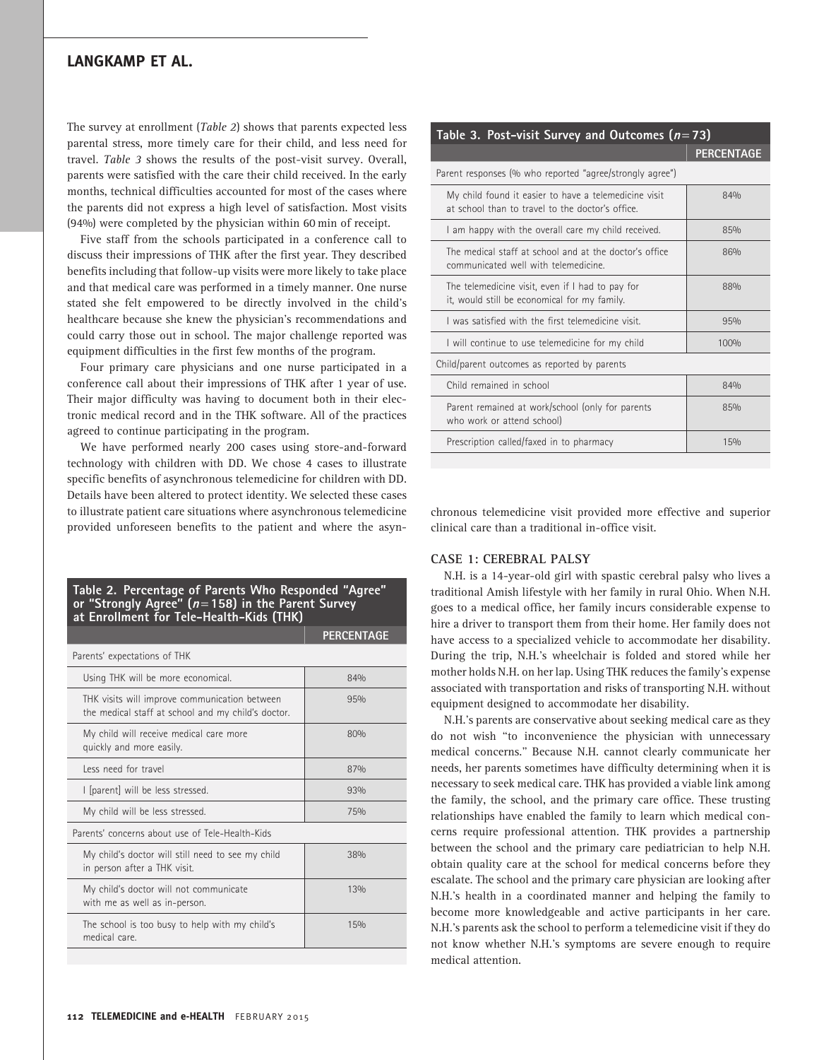The survey at enrollment (*Table 2*) shows that parents expected less parental stress, more timely care for their child, and less need for travel. *Table 3* shows the results of the post-visit survey. Overall, parents were satisfied with the care their child received. In the early months, technical difficulties accounted for most of the cases where the parents did not express a high level of satisfaction. Most visits (94%) were completed by the physician within 60 min of receipt.

Five staff from the schools participated in a conference call to discuss their impressions of THK after the first year. They described benefits including that follow-up visits were more likely to take place and that medical care was performed in a timely manner. One nurse stated she felt empowered to be directly involved in the child's healthcare because she knew the physician's recommendations and could carry those out in school. The major challenge reported was equipment difficulties in the first few months of the program.

Four primary care physicians and one nurse participated in a conference call about their impressions of THK after 1 year of use. Their major difficulty was having to document both in their electronic medical record and in the THK software. All of the practices agreed to continue participating in the program.

We have performed nearly 200 cases using store-and-forward technology with children with DD. We chose 4 cases to illustrate specific benefits of asynchronous telemedicine for children with DD. Details have been altered to protect identity. We selected these cases to illustrate patient care situations where asynchronous telemedicine provided unforeseen benefits to the patient and where the asynchronous telemedicine visit provided more effective and superior clinical care than a traditional in-office visit.

**Table 2. Percentage of Parents Who Responded "Agree" or "Strongly Agree" ($n = 158$) in the Parent Survey at Enrollment for Tele-Health-Kids (THK)**

| | PERCENTAGE |
|---|---|
| **Parents' expectations of THK** | |
| Using THK will be more economical. | 84% |
| THK visits will improve communication between the medical staff at school and my child's doctor. | 95% |
| My child will receive medical care more quickly and more easily. | 80% |
| Less need for travel | 87% |
| I [parent] will be less stressed. | 93% |
| My child will be less stressed. | 75% |
| **Parents' concerns about use of Tele-Health-Kids** | |
| My child's doctor will still need to see my child in person after a THK visit. | 38% |
| My child's doctor will not communicate with me as well as in-person. | 13% |
| The school is too busy to help with my child's medical care. | 15% |

**Table 3. Post-visit Survey and Outcomes ($n = 73$)**

| | PERCENTAGE |
|---|---|
| **Parent responses (% who reported "agree/strongly agree")** | |
| My child found it easier to have a telemedicine visit at school than to travel to the doctor's office. | 84% |
| I am happy with the overall care my child received. | 85% |
| The medical staff at school and at the doctor's office communicated well with telemedicine. | 86% |
| The telemedicine visit, even if I had to pay for it, would still be economical for my family. | 88% |
| I was satisfied with the first telemedicine visit. | 95% |
| I will continue to use telemedicine for my child | 100% |
| **Child/parent outcomes as reported by parents** | |
| Child remained in school | 84% |
| Parent remained at work/school (only for parents who work or attend school) | 85% |
| Prescription called/faxed in to pharmacy | 15% |

## CASE 1: CEREBRAL PALSY

N.H. is a 14-year-old girl with spastic cerebral palsy who lives a traditional Amish lifestyle with her family in rural Ohio. When N.H. goes to a medical office, her family incurs considerable expense to hire a driver to transport them from their home. Her family does not have access to a specialized vehicle to accommodate her disability. During the trip, N.H.'s wheelchair is folded and stored while her mother holds N.H. on her lap. Using THK reduces the family's expense associated with transportation and risks of transporting N.H. without equipment designed to accommodate her disability.

N.H.'s parents are conservative about seeking medical care as they do not wish "to inconvenience the physician with unnecessary medical concerns." Because N.H. cannot clearly communicate her needs, her parents sometimes have difficulty determining when it is necessary to seek medical care. THK has provided a viable link among the family, the school, and the primary care office. These trusting relationships have enabled the family to learn which medical concerns require professional attention. THK provides a partnership between the school and the primary care pediatrician to help N.H. obtain quality care at the school for medical concerns before they escalate. The school and the primary care physician are looking after N.H.'s health in a coordinated manner and helping the family to become more knowledgeable and active participants in her care. N.H.'s parents ask the school to perform a telemedicine visit if they do not know whether N.H.'s symptoms are severe enough to require medical attention.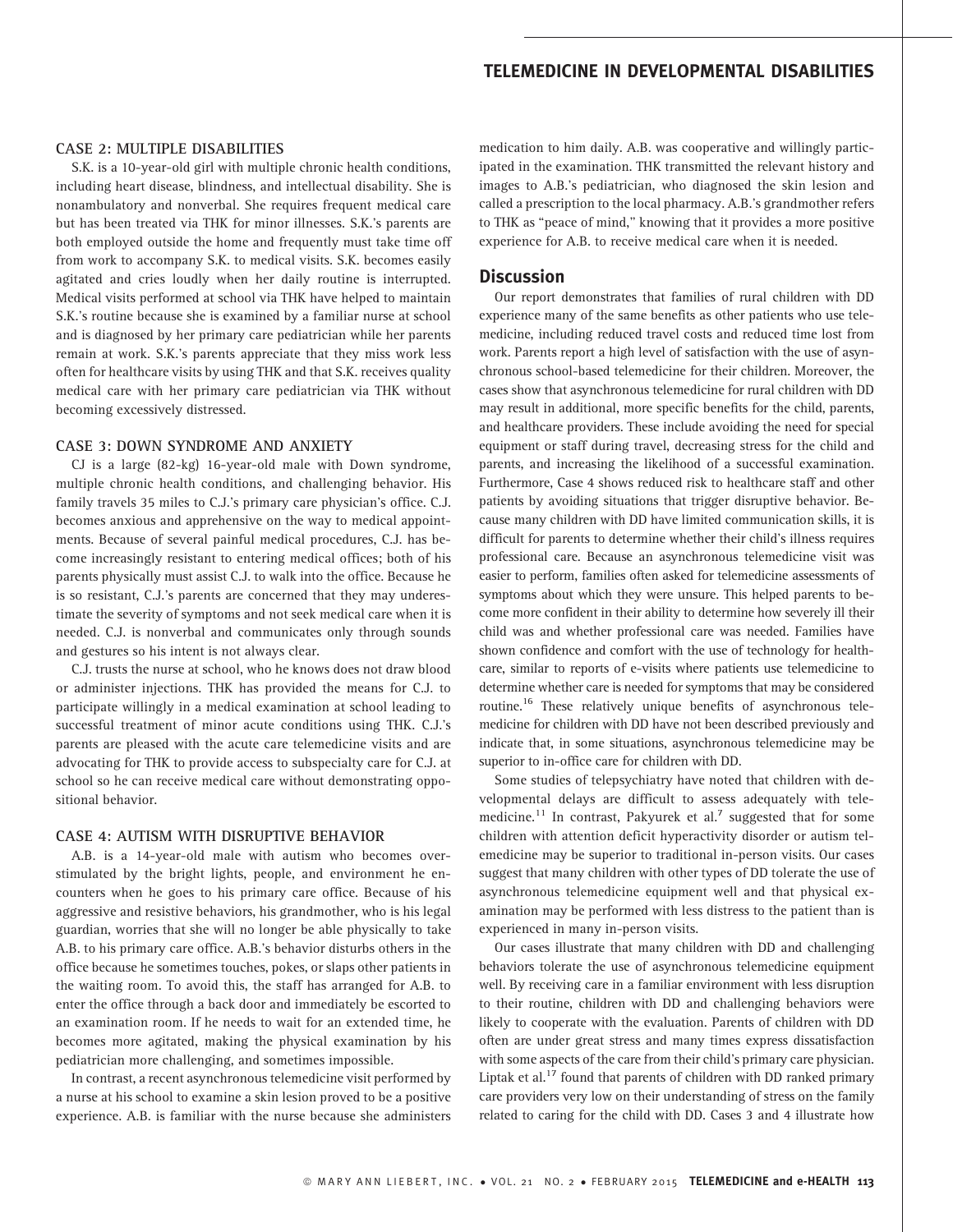#### CASE 2: MULTIPLE DISABILITIES

S.K. is a 10-year-old girl with multiple chronic health conditions, including heart disease, blindness, and intellectual disability. She is nonambulatory and nonverbal. She requires frequent medical care but has been treated via THK for minor illnesses. S.K.'s parents are both employed outside the home and frequently must take time off from work to accompany S.K. to medical visits. S.K. becomes easily agitated and cries loudly when her daily routine is interrupted. Medical visits performed at school via THK have helped to maintain S.K.'s routine because she is examined by a familiar nurse at school and is diagnosed by her primary care pediatrician while her parents remain at work. S.K.'s parents appreciate that they miss work less often for healthcare visits by using THK and that S.K. receives quality medical care with her primary care pediatrician via THK without becoming excessively distressed.

#### CASE 3: DOWN SYNDROME AND ANXIETY

CJ is a large (82-kg) 16-year-old male with Down syndrome, multiple chronic health conditions, and challenging behavior. His family travels 35 miles to C.J.'s primary care physician's office. C.J. becomes anxious and apprehensive on the way to medical appointments. Because of several painful medical procedures, C.J. has become increasingly resistant to entering medical offices; both of his parents physically must assist C.J. to walk into the office. Because he is so resistant, C.J.'s parents are concerned that they may underestimate the severity of symptoms and not seek medical care when it is needed. C.J. is nonverbal and communicates only through sounds and gestures so his intent is not always clear.

C.J. trusts the nurse at school, who he knows does not draw blood or administer injections. THK has provided the means for C.J. to participate willingly in a medical examination at school leading to successful treatment of minor acute conditions using THK. C.J.'s parents are pleased with the acute care telemedicine visits and are advocating for THK to provide access to subspecialty care for C.J. at school so he can receive medical care without demonstrating oppositional behavior.

#### CASE 4: AUTISM WITH DISRUPTIVE BEHAVIOR

A.B. is a 14-year-old male with autism who becomes overstimulated by the bright lights, people, and environment he encounters when he goes to his primary care office. Because of his aggressive and resistive behaviors, his grandmother, who is his legal guardian, worries that she will no longer be able physically to take A.B. to his primary care office. A.B.'s behavior disturbs others in the office because he sometimes touches, pokes, or slaps other patients in the waiting room. To avoid this, the staff has arranged for A.B. to enter the office through a back door and immediately be escorted to an examination room. If he needs to wait for an extended time, he becomes more agitated, making the physical examination by his pediatrician more challenging, and sometimes impossible.

In contrast, a recent asynchronous telemedicine visit performed by a nurse at his school to examine a skin lesion proved to be a positive experience. A.B. is familiar with the nurse because she administers medication to him daily. A.B. was cooperative and willingly participated in the examination. THK transmitted the relevant history and images to A.B.'s pediatrician, who diagnosed the skin lesion and called a prescription to the local pharmacy. A.B.'s grandmother refers to THK as "peace of mind," knowing that it provides a more positive experience for A.B. to receive medical care when it is needed.

## Discussion

Our report demonstrates that families of rural children with DD experience many of the same benefits as other patients who use telemedicine, including reduced travel costs and reduced time lost from work. Parents report a high level of satisfaction with the use of asynchronous school-based telemedicine for their children. Moreover, the cases show that asynchronous telemedicine for rural children with DD may result in additional, more specific benefits for the child, parents, and healthcare providers. These include avoiding the need for special equipment or staff during travel, decreasing stress for the child and parents, and increasing the likelihood of a successful examination. Furthermore, Case 4 shows reduced risk to healthcare staff and other patients by avoiding situations that trigger disruptive behavior. Because many children with DD have limited communication skills, it is difficult for parents to determine whether their child's illness requires professional care. Because an asynchronous telemedicine visit was easier to perform, families often asked for telemedicine assessments of symptoms about which they were unsure. This helped parents to become more confident in their ability to determine how severely ill their child was and whether professional care was needed. Families have shown confidence and comfort with the use of technology for healthcare, similar to reports of e-visits where patients use telemedicine to determine whether care is needed for symptoms that may be considered routine.[16] These relatively unique benefits of asynchronous telemedicine for children with DD have not been described previously and indicate that, in some situations, asynchronous telemedicine may be superior to in-office care for children with DD.

Some studies of telepsychiatry have noted that children with developmental delays are difficult to assess adequately with telemedicine.[11] In contrast, Pakyurek et al.[7] suggested that for some children with attention deficit hyperactivity disorder or autism telemedicine may be superior to traditional in-person visits. Our cases suggest that many children with other types of DD tolerate the use of asynchronous telemedicine equipment well and that physical examination may be performed with less distress to the patient than is experienced in many in-person visits.

Our cases illustrate that many children with DD and challenging behaviors tolerate the use of asynchronous telemedicine equipment well. By receiving care in a familiar environment with less disruption to their routine, children with DD and challenging behaviors were likely to cooperate with the evaluation. Parents of children with DD often are under great stress and many times express dissatisfaction with some aspects of the care from their child's primary care physician. Liptak et al.[17] found that parents of children with DD ranked primary care providers very low on their understanding of stress on the family related to caring for the child with DD. Cases 3 and 4 illustrate how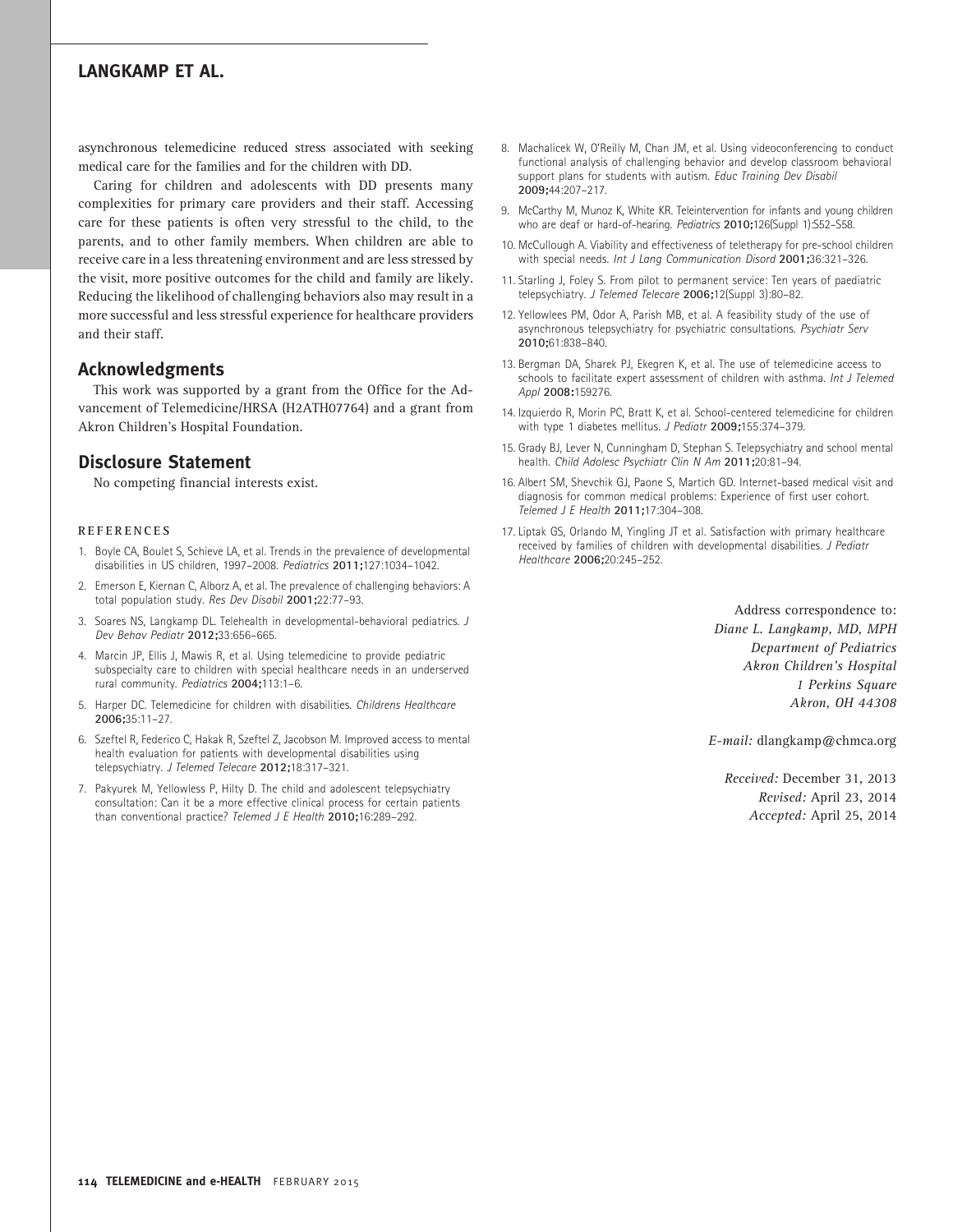asynchronous telemedicine reduced stress associated with seeking medical care for the families and for the children with DD.

Caring for children and adolescents with DD presents many complexities for primary care providers and their staff. Accessing care for these patients is often very stressful to the child, to the parents, and to other family members. When children are able to receive care in a less threatening environment and are less stressed by the visit, more positive outcomes for the child and family are likely. Reducing the likelihood of challenging behaviors also may result in a more successful and less stressful experience for healthcare providers and their staff.

## Acknowledgments

This work was supported by a grant from the Office for the Advancement of Telemedicine/HRSA (H2ATH07764) and a grant from Akron Children's Hospital Foundation.

## Disclosure Statement

No competing financial interests exist.

### REFERENCES

1. Boyle CA, Boulet S, Schieve LA, et al. Trends in the prevalence of developmental disabilities in US children, 1997–2008. *Pediatrics* **2011;**127:1034–1042.
2. Emerson E, Kiernan C, Alborz A, et al. The prevalence of challenging behaviors: A total population study. *Res Dev Disabil* **2001;**22:77–93.
3. Soares NS, Langkamp DL. Telehealth in developmental-behavioral pediatrics. *J Dev Behav Pediatr* **2012;**33:656–665.
4. Marcin JP, Ellis J, Mawis R, et al. Using telemedicine to provide pediatric subspecialty care to children with special healthcare needs in an underserved rural community. *Pediatrics* **2004;**113:1–6.
5. Harper DC. Telemedicine for children with disabilities. *Childrens Healthcare* **2006;**35:11–27.
6. Szeftel R, Federico C, Hakak R, Szeftel Z, Jacobson M. Improved access to mental health evaluation for patients with developmental disabilities using telepsychiatry. *J Telemed Telecare* **2012;**18:317–321.
7. Pakyurek M, Yellowless P, Hilty D. The child and adolescent telepsychiatry consultation: Can it be a more effective clinical process for certain patients than conventional practice? *Telemed J E Health* **2010;**16:289–292.
8. Machalicek W, O'Reilly M, Chan JM, et al. Using videoconferencing to conduct functional analysis of challenging behavior and develop classroom behavioral support plans for students with autism. *Educ Training Dev Disabil* **2009;**44:207–217.
9. McCarthy M, Munoz K, White KR. Teleintervention for infants and young children who are deaf or hard-of-hearing. *Pediatrics* **2010;**126(Suppl 1):S52–S58.
10. McCullough A. Viability and effectiveness of teletherapy for pre-school children with special needs. *Int J Lang Communication Disord* **2001;**36:321–326.
11. Starling J, Foley S. From pilot to permanent service: Ten years of paediatric telepsychiatry. *J Telemed Telecare* **2006;**12(Suppl 3):80–82.
12. Yellowlees PM, Odor A, Parish MB, et al. A feasibility study of the use of asynchronous telepsychiatry for psychiatric consultations. *Psychiatr Serv* **2010;**61:838–840.
13. Bergman DA, Sharek PJ, Ekegren K, et al. The use of telemedicine access to schools to facilitate expert assessment of children with asthma. *Int J Telemed Appl* **2008:**159276.
14. Izquierdo R, Morin PC, Bratt K, et al. School-centered telemedicine for children with type 1 diabetes mellitus. *J Pediatr* **2009;**155:374–379.
15. Grady BJ, Lever N, Cunningham D, Stephan S. Telepsychiatry and school mental health. *Child Adolesc Psychiatr Clin N Am* **2011;**20:81–94.
16. Albert SM, Shevchik GJ, Paone S, Martich GD. Internet-based medical visit and diagnosis for common medical problems: Experience of first user cohort. *Telemed J E Health* **2011;**17:304–308.
17. Liptak GS, Orlando M, Yingling JT et al. Satisfaction with primary healthcare received by families of children with developmental disabilities. *J Pediatr Healthcare* **2006;**20:245–252.

Address correspondence to:
*Diane L. Langkamp, MD, MPH*
*Department of Pediatrics*
*Akron Children's Hospital*
*1 Perkins Square*
*Akron, OH 44308*

*E-mail:* dlangkamp@chmca.org

*Received:* December 31, 2013
*Revised:* April 23, 2014
*Accepted:* April 25, 2014